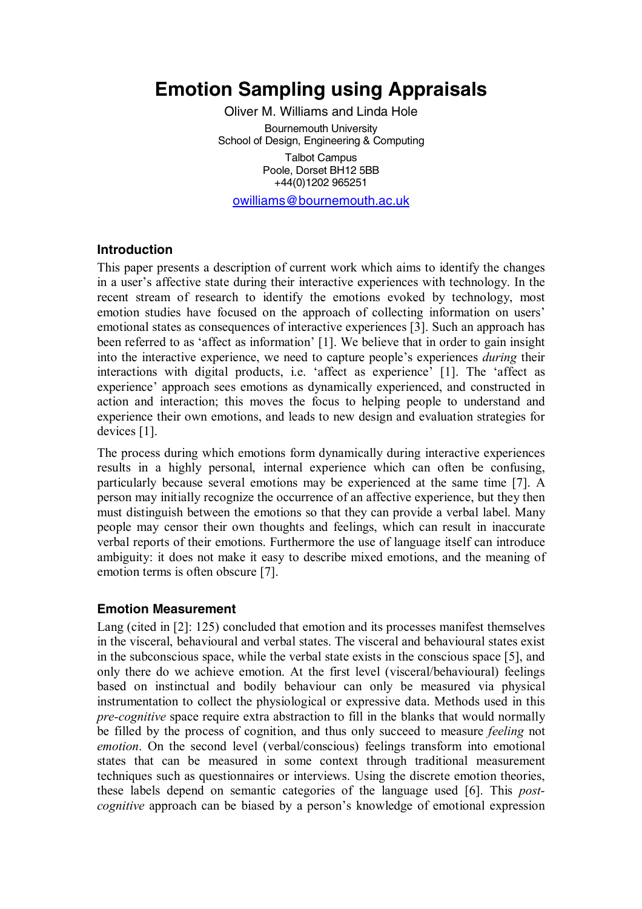# Emotion Sampling using Appraisals

Oliver M. Williams and Linda Hole

Bournemouth University
School of Design, Engineering & Computing

Talbot Campus
Poole, Dorset BH12 5BB
+44(0)1202 965251

owilliams@bournemouth.ac.uk

## Introduction

This paper presents a description of current work which aims to identify the changes in a user's affective state during their interactive experiences with technology. In the recent stream of research to identify the emotions evoked by technology, most emotion studies have focused on the approach of collecting information on users' emotional states as consequences of interactive experiences [3]. Such an approach has been referred to as 'affect as information' [1]. We believe that in order to gain insight into the interactive experience, we need to capture people's experiences *during* their interactions with digital products, i.e. 'affect as experience' [1]. The 'affect as experience' approach sees emotions as dynamically experienced, and constructed in action and interaction; this moves the focus to helping people to understand and experience their own emotions, and leads to new design and evaluation strategies for devices [1].

The process during which emotions form dynamically during interactive experiences results in a highly personal, internal experience which can often be confusing, particularly because several emotions may be experienced at the same time [7]. A person may initially recognize the occurrence of an affective experience, but they then must distinguish between the emotions so that they can provide a verbal label. Many people may censor their own thoughts and feelings, which can result in inaccurate verbal reports of their emotions. Furthermore the use of language itself can introduce ambiguity: it does not make it easy to describe mixed emotions, and the meaning of emotion terms is often obscure [7].

## Emotion Measurement

Lang (cited in [2]: 125) concluded that emotion and its processes manifest themselves in the visceral, behavioural and verbal states. The visceral and behavioural states exist in the subconscious space, while the verbal state exists in the conscious space [5], and only there do we achieve emotion. At the first level (visceral/behavioural) feelings based on instinctual and bodily behaviour can only be measured via physical instrumentation to collect the physiological or expressive data. Methods used in this *pre-cognitive* space require extra abstraction to fill in the blanks that would normally be filled by the process of cognition, and thus only succeed to measure *feeling* not *emotion*. On the second level (verbal/conscious) feelings transform into emotional states that can be measured in some context through traditional measurement techniques such as questionnaires or interviews. Using the discrete emotion theories, these labels depend on semantic categories of the language used [6]. This *post-cognitive* approach can be biased by a person's knowledge of emotional expression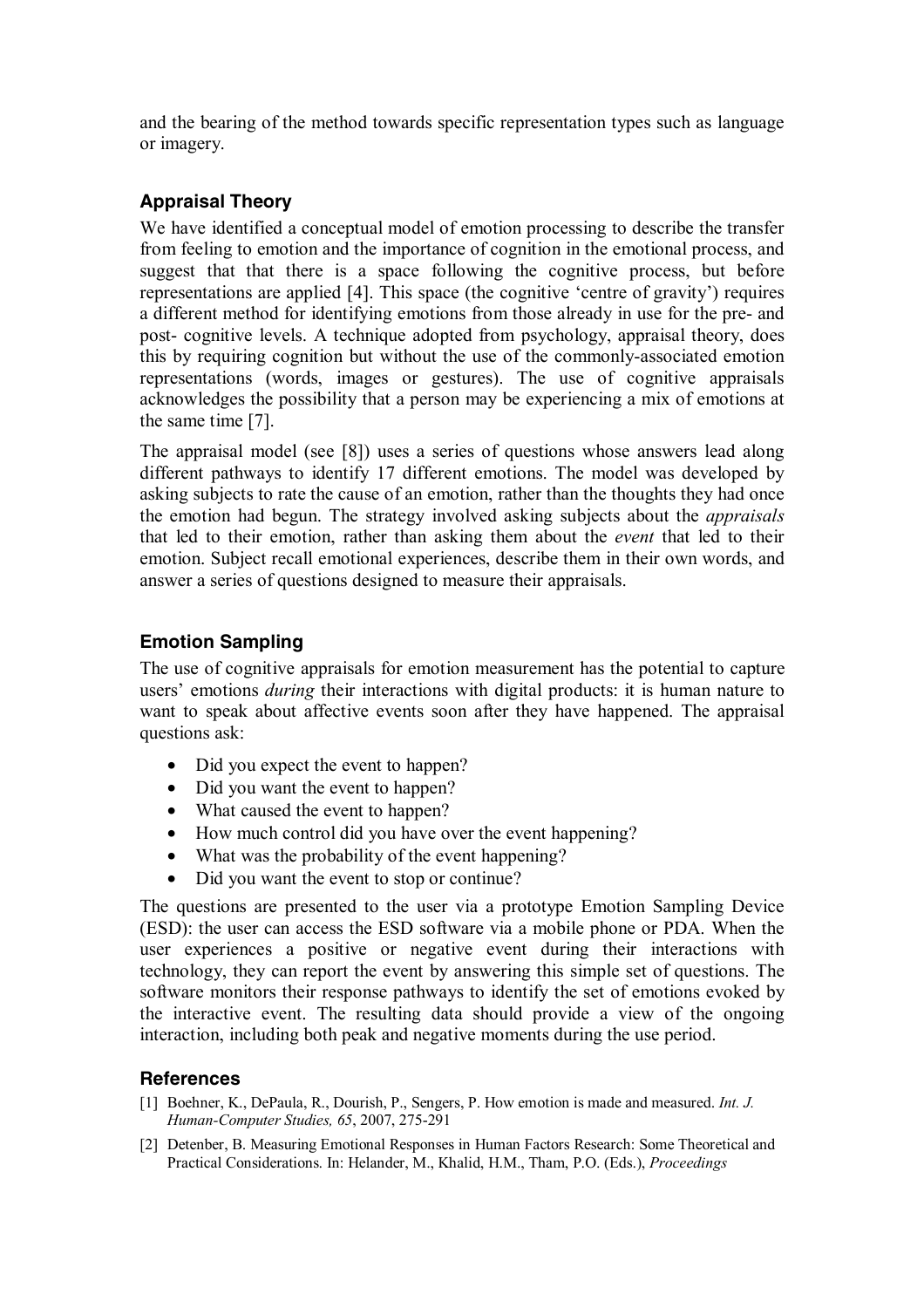and the bearing of the method towards specific representation types such as language or imagery.

## Appraisal Theory

We have identified a conceptual model of emotion processing to describe the transfer from feeling to emotion and the importance of cognition in the emotional process, and suggest that that there is a space following the cognitive process, but before representations are applied [4]. This space (the cognitive 'centre of gravity') requires a different method for identifying emotions from those already in use for the pre- and post- cognitive levels. A technique adopted from psychology, appraisal theory, does this by requiring cognition but without the use of the commonly-associated emotion representations (words, images or gestures). The use of cognitive appraisals acknowledges the possibility that a person may be experiencing a mix of emotions at the same time [7].

The appraisal model (see [8]) uses a series of questions whose answers lead along different pathways to identify 17 different emotions. The model was developed by asking subjects to rate the cause of an emotion, rather than the thoughts they had once the emotion had begun. The strategy involved asking subjects about the *appraisals* that led to their emotion, rather than asking them about the *event* that led to their emotion. Subject recall emotional experiences, describe them in their own words, and answer a series of questions designed to measure their appraisals.

## Emotion Sampling

The use of cognitive appraisals for emotion measurement has the potential to capture users' emotions *during* their interactions with digital products: it is human nature to want to speak about affective events soon after they have happened. The appraisal questions ask:

- Did you expect the event to happen?
- Did you want the event to happen?
- What caused the event to happen?
- How much control did you have over the event happening?
- What was the probability of the event happening?
- Did you want the event to stop or continue?

The questions are presented to the user via a prototype Emotion Sampling Device (ESD): the user can access the ESD software via a mobile phone or PDA. When the user experiences a positive or negative event during their interactions with technology, they can report the event by answering this simple set of questions. The software monitors their response pathways to identify the set of emotions evoked by the interactive event. The resulting data should provide a view of the ongoing interaction, including both peak and negative moments during the use period.

## References

[1] Boehner, K., DePaula, R., Dourish, P., Sengers, P. How emotion is made and measured. *Int. J. Human-Computer Studies, 65*, 2007, 275-291

[2] Detenber, B. Measuring Emotional Responses in Human Factors Research: Some Theoretical and Practical Considerations. In: Helander, M., Khalid, H.M., Tham, P.O. (Eds.), *Proceedings*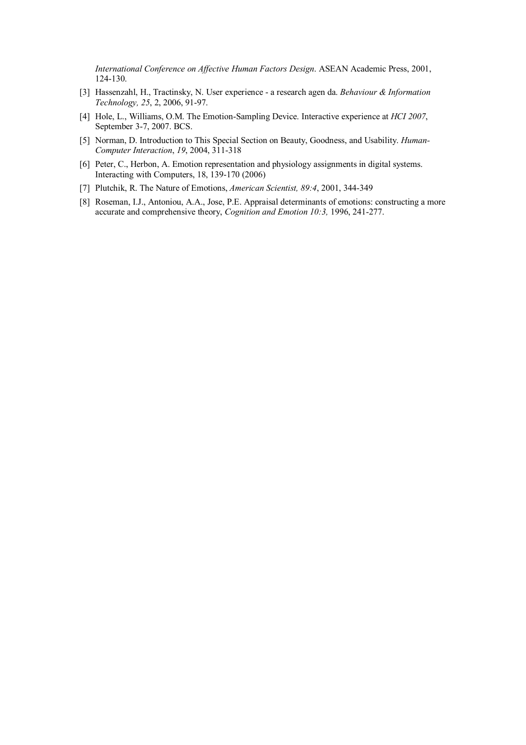*International Conference on Affective Human Factors Design*. ASEAN Academic Press, 2001, 124-130.

[3] Hassenzahl, H., Tractinsky, N. User experience - a research agen da. *Behaviour & Information Technology, 25*, 2, 2006, 91-97.

[4] Hole, L., Williams, O.M. The Emotion-Sampling Device. Interactive experience at *HCI 2007*, September 3-7, 2007. BCS.

[5] Norman, D. Introduction to This Special Section on Beauty, Goodness, and Usability. *Human-Computer Interaction*, *19*, 2004, 311-318

[6] Peter, C., Herbon, A. Emotion representation and physiology assignments in digital systems. Interacting with Computers, 18, 139-170 (2006)

[7] Plutchik, R. The Nature of Emotions, *American Scientist, 89:4*, 2001, 344-349

[8] Roseman, I.J., Antoniou, A.A., Jose, P.E. Appraisal determinants of emotions: constructing a more accurate and comprehensive theory, *Cognition and Emotion 10:3,* 1996, 241-277.